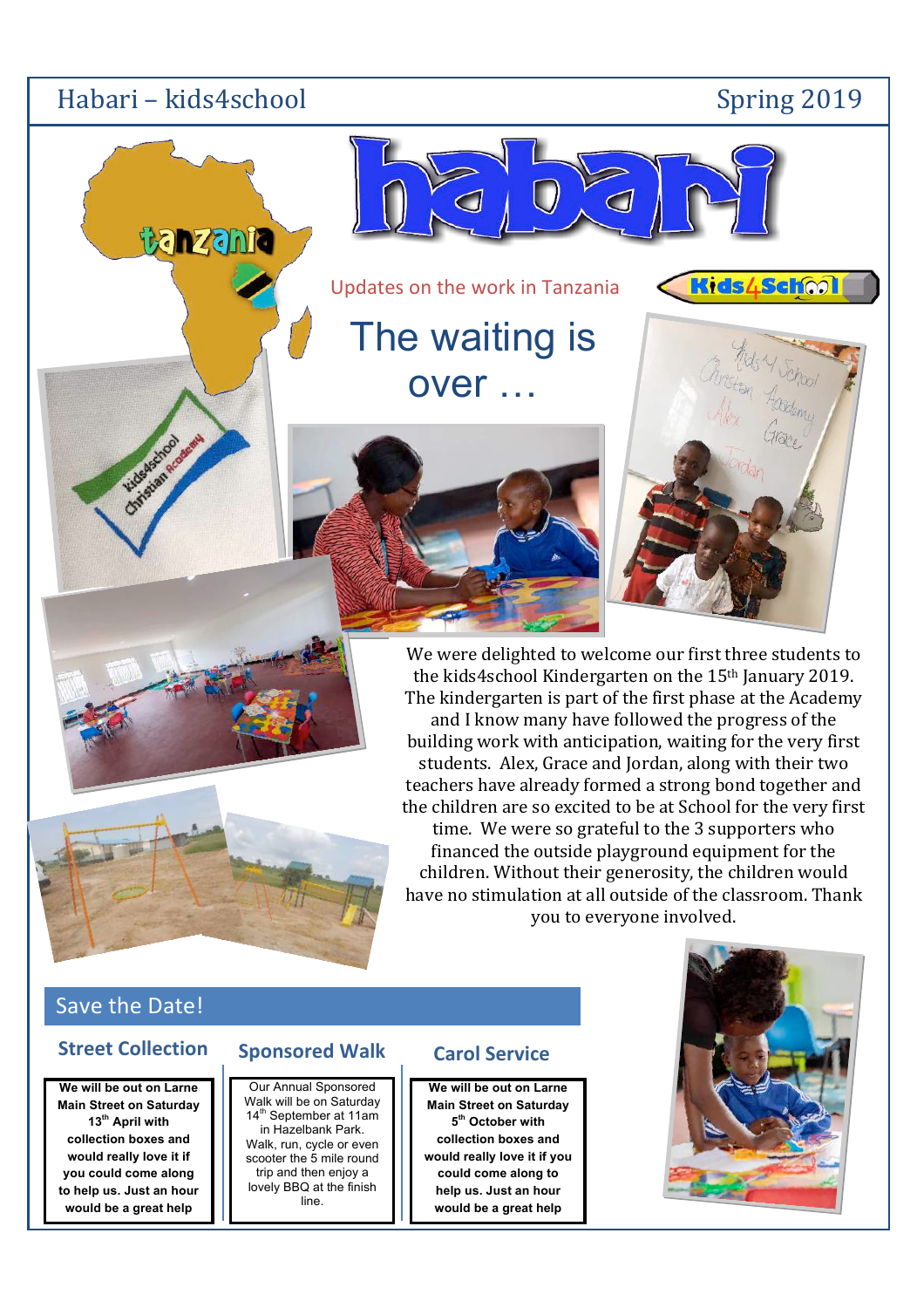# habari

Updates on the work in Tanzania

## The waiting is over …

We were delighted to welcome our first three students to the kids4school Kindergarten on the 15th January 2019. The kindergarten is part of the first phase at the Academy and I know many have followed the progress of the building work with anticipation, waiting for the very first students. Alex, Grace and Jordan, along with their two teachers have already formed a strong bond together and the children are so excited to be at School for the very first time. We were so grateful to the 3 supporters who financed the outside playground equipment for the children. Without their generosity, the children would have no stimulation at all outside of the classroom. Thank you to everyone involved.

## Save the Date!

### Street Collection

**We will be out on Larne Main Street on Saturday 13th April with collection boxes and would really love it if you could come along to help us. Just an hour would be a great help**

### Sponsored Walk

Our Annual Sponsored Walk will be on Saturday 14th September at 11am in Hazelbank Park. Walk, run, cycle or even scooter the 5 mile round trip and then enjoy a lovely BBQ at the finish line.

### Carol Service

**We will be out on Larne Main Street on Saturday 5th October with collection boxes and would really love it if you could come along to help us. Just an hour would be a great help**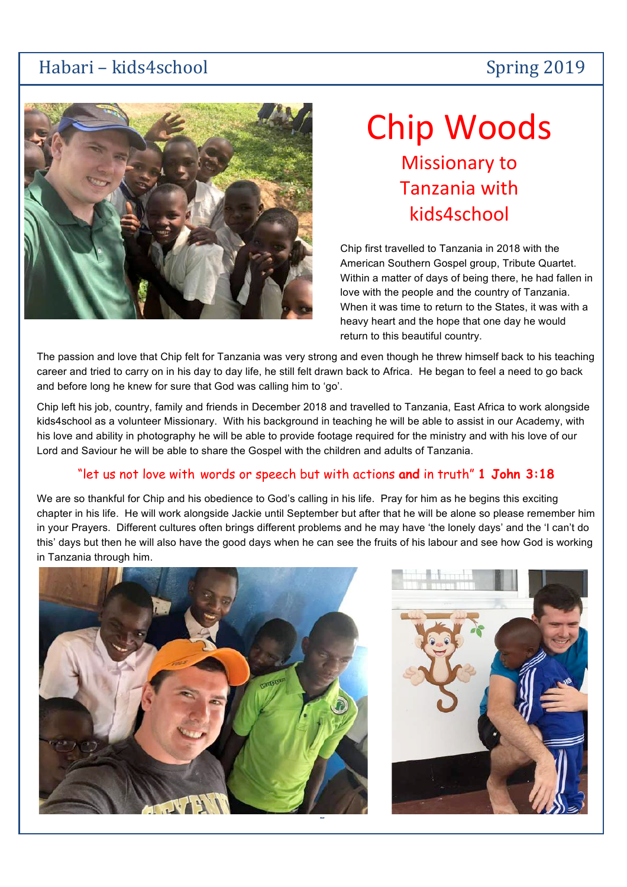# Chip Woods

## Missionary to Tanzania with kids4school

Chip first travelled to Tanzania in 2018 with the American Southern Gospel group, Tribute Quartet. Within a matter of days of being there, he had fallen in love with the people and the country of Tanzania. When it was time to return to the States, it was with a heavy heart and the hope that one day he would return to this beautiful country.

The passion and love that Chip felt for Tanzania was very strong and even though he threw himself back to his teaching career and tried to carry on in his day to day life, he still felt drawn back to Africa. He began to feel a need to go back and before long he knew for sure that God was calling him to 'go'.

Chip left his job, country, family and friends in December 2018 and travelled to Tanzania, East Africa to work alongside kids4school as a volunteer Missionary. With his background in teaching he will be able to assist in our Academy, with his love and ability in photography he will be able to provide footage required for the ministry and with his love of our Lord and Saviour he will be able to share the Gospel with the children and adults of Tanzania.

"let us not love with words or speech but with actions **and** in truth" **1 John 3:18**

We are so thankful for Chip and his obedience to God's calling in his life. Pray for him as he begins this exciting chapter in his life. He will work alongside Jackie until September but after that he will be alone so please remember him in your Prayers. Different cultures often brings different problems and he may have 'the lonely days' and the 'I can't do this' days but then he will also have the good days when he can see the fruits of his labour and see how God is working in Tanzania through him.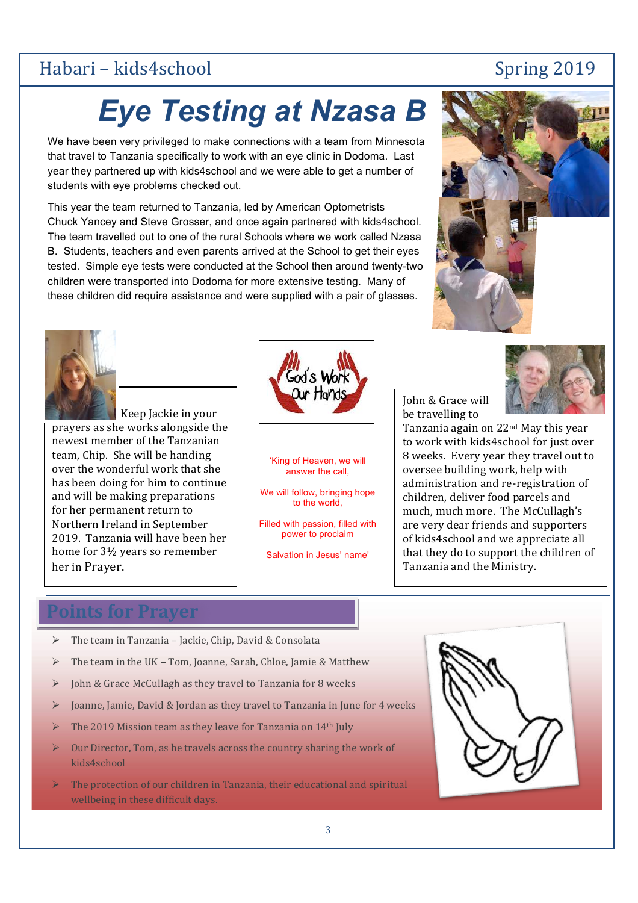# Eye Testing at Nzasa B

We have been very privileged to make connections with a team from Minnesota that travel to Tanzania specifically to work with an eye clinic in Dodoma. Last year they partnered up with kids4school and we were able to get a number of students with eye problems checked out.

This year the team returned to Tanzania, led by American Optometrists Chuck Yancey and Steve Grosser, and once again partnered with kids4school. The team travelled out to one of the rural Schools where we work called Nzasa B. Students, teachers and even parents arrived at the School to get their eyes tested. Simple eye tests were conducted at the School then around twenty-two children were transported into Dodoma for more extensive testing. Many of these children did require assistance and were supplied with a pair of glasses.

Keep Jackie in your prayers as she works alongside the newest member of the Tanzanian team, Chip. She will be handing over the wonderful work that she has been doing for him to continue and will be making preparations for her permanent return to Northern Ireland in September 2019. Tanzania will have been her home for 3½ years so remember her in Prayer.

God's Work Our Hands

'King of Heaven, we will answer the call,

We will follow, bringing hope to the world,

Filled with passion, filled with power to proclaim

Salvation in Jesus' name'

John & Grace will be travelling to Tanzania again on 22nd May this year to work with kids4school for just over 8 weeks. Every year they travel out to oversee building work, help with administration and re-registration of children, deliver food parcels and much, much more. The McCullagh's are very dear friends and supporters of kids4school and we appreciate all that they do to support the children of Tanzania and the Ministry.

## Points for Prayer

- The team in Tanzania – Jackie, Chip, David & Consolata
- The team in the UK – Tom, Joanne, Sarah, Chloe, Jamie & Matthew
- John & Grace McCullagh as they travel to Tanzania for 8 weeks
- Joanne, Jamie, David & Jordan as they travel to Tanzania in June for 4 weeks
- The 2019 Mission team as they leave for Tanzania on 14th July
- Our Director, Tom, as he travels across the country sharing the work of kids4school
- The protection of our children in Tanzania, their educational and spiritual wellbeing in these difficult days.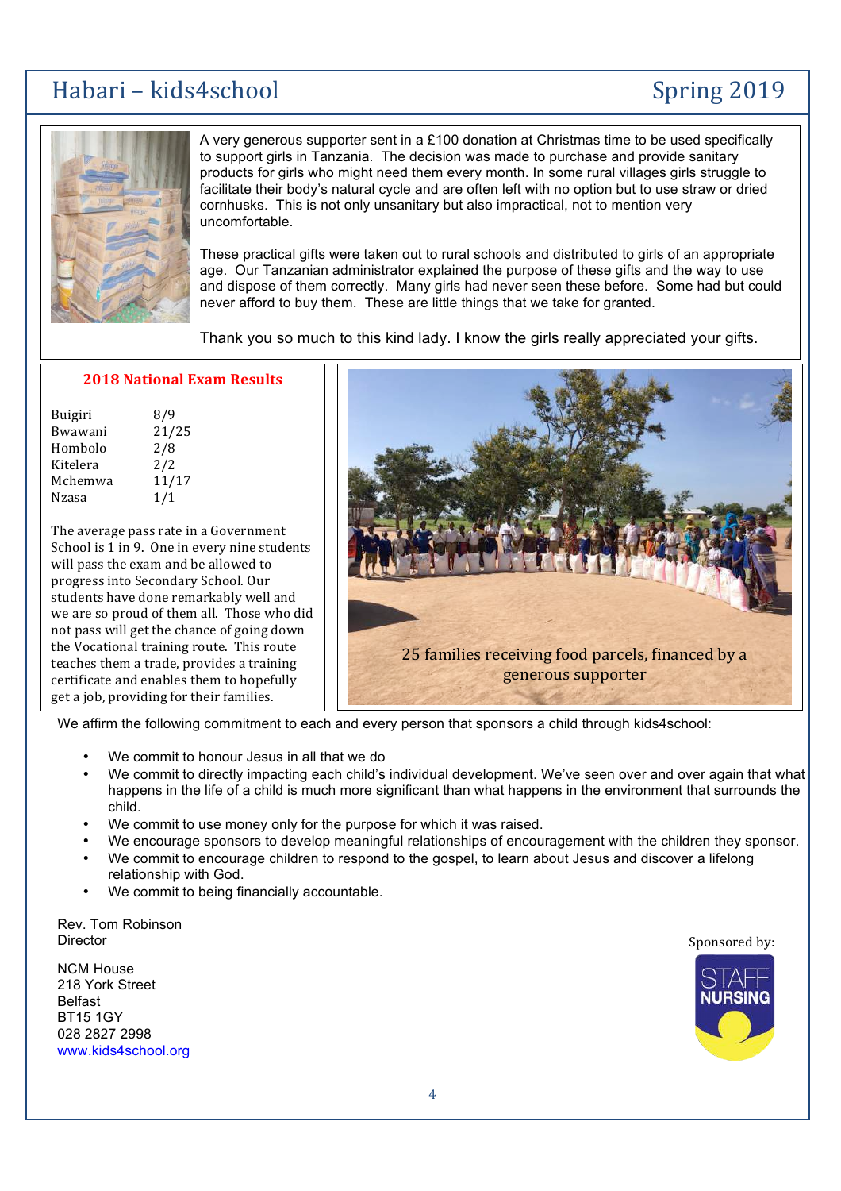A very generous supporter sent in a £100 donation at Christmas time to be used specifically to support girls in Tanzania. The decision was made to purchase and provide sanitary products for girls who might need them every month. In some rural villages girls struggle to facilitate their body's natural cycle and are often left with no option but to use straw or dried cornhusks. This is not only unsanitary but also impractical, not to mention very uncomfortable.

These practical gifts were taken out to rural schools and distributed to girls of an appropriate age. Our Tanzanian administrator explained the purpose of these gifts and the way to use and dispose of them correctly. Many girls had never seen these before. Some had but could never afford to buy them. These are little things that we take for granted.

Thank you so much to this kind lady. I know the girls really appreciated your gifts.

## 2018 National Exam Results

| | |
|---|---|
| Buigiri | 8/9 |
| Bwawani | 21/25 |
| Hombolo | 2/8 |
| Kitelera | 2/2 |
| Mchemwa | 11/17 |
| Nzasa | 1/1 |

The average pass rate in a Government School is 1 in 9. One in every nine students will pass the exam and be allowed to progress into Secondary School. Our students have done remarkably well and we are so proud of them all. Those who did not pass will get the chance of going down the Vocational training route. This route teaches them a trade, provides a training certificate and enables them to hopefully get a job, providing for their families.

25 families receiving food parcels, financed by a generous supporter

We affirm the following commitment to each and every person that sponsors a child through kids4school:

- We commit to honour Jesus in all that we do
- We commit to directly impacting each child's individual development. We've seen over and over again that what happens in the life of a child is much more significant than what happens in the environment that surrounds the child.
- We commit to use money only for the purpose for which it was raised.
- We encourage sponsors to develop meaningful relationships of encouragement with the children they sponsor.
- We commit to encourage children to respond to the gospel, to learn about Jesus and discover a lifelong relationship with God.
- We commit to being financially accountable.

Rev. Tom Robinson
Director

NCM House
218 York Street
Belfast
BT15 1GY
028 2827 2998
www.kids4school.org

Sponsored by:

STAFF NURSING